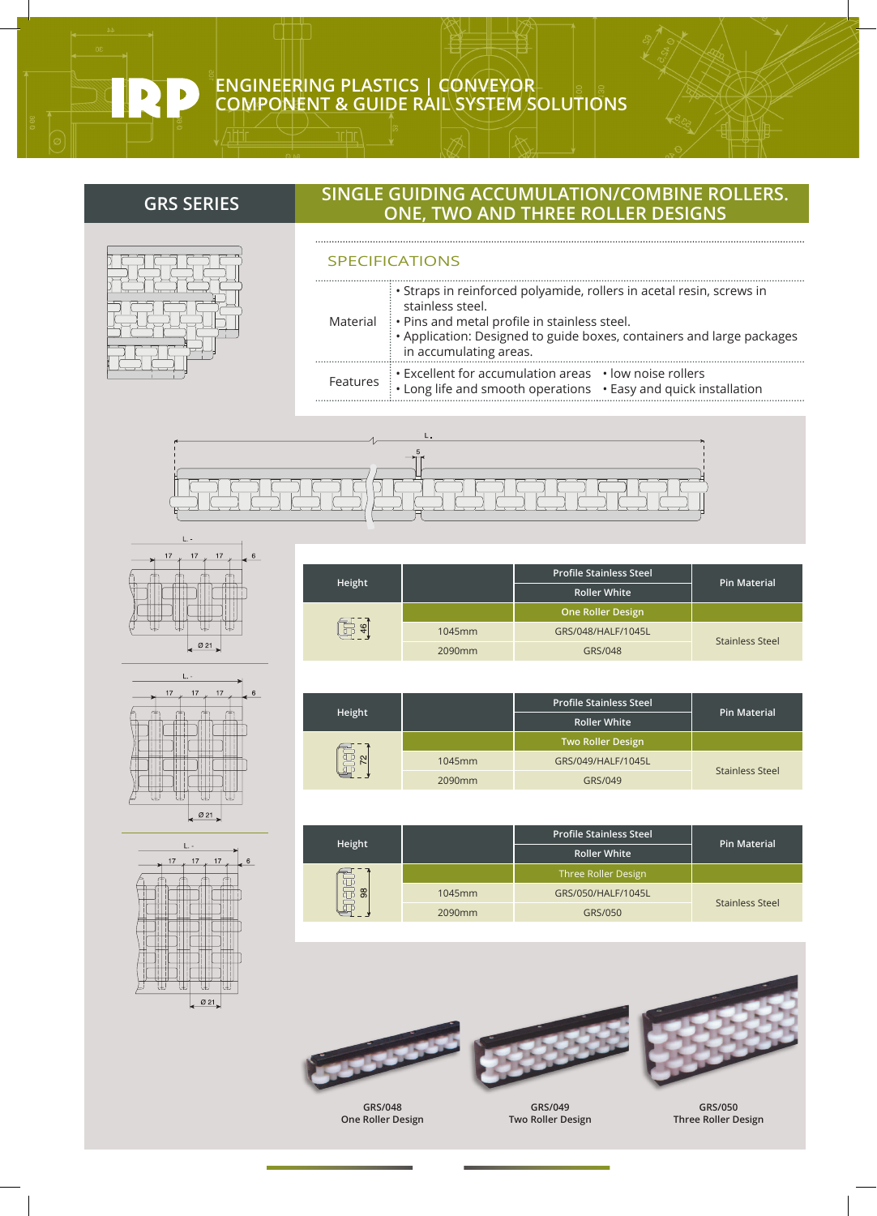# IRP

ENGINEERING PLASTICS | CONVEYOR COMPONENT & GUIDE RAIL SYSTEM SOLUTIONS

## GRS SERIES

## SINGLE GUIDING ACCUMULATION/COMBINE ROLLERS. ONE, TWO AND THREE ROLLER DESIGNS

### SPECIFICATIONS

| | |
|---|---|
| Material | • Straps in reinforced polyamide, rollers in acetal resin, screws in stainless steel.<br>• Pins and metal profile in stainless steel.<br>• Application: Designed to guide boxes, containers and large packages in accumulating areas. |
| Features | • Excellent for accumulation areas • low noise rollers<br>• Long life and smooth operations • Easy and quick installation |

| Height | | Profile Stainless Steel / Roller White | Pin Material |
|---|---|---|---|
| | | One Roller Design | |
| 46 | 1045mm | GRS/048/HALF/1045L | Stainless Steel |
| | 2090mm | GRS/048 | |

| Height | | Profile Stainless Steel / Roller White | Pin Material |
|---|---|---|---|
| | | Two Roller Design | |
| 72 | 1045mm | GRS/049/HALF/1045L | Stainless Steel |
| | 2090mm | GRS/049 | |

| Height | | Profile Stainless Steel / Roller White | Pin Material |
|---|---|---|---|
| | | Three Roller Design | |
| 98 | 1045mm | GRS/050/HALF/1045L | Stainless Steel |
| | 2090mm | GRS/050 | |

GRS/048
One Roller Design

GRS/049
Two Roller Design

GRS/050
Three Roller Design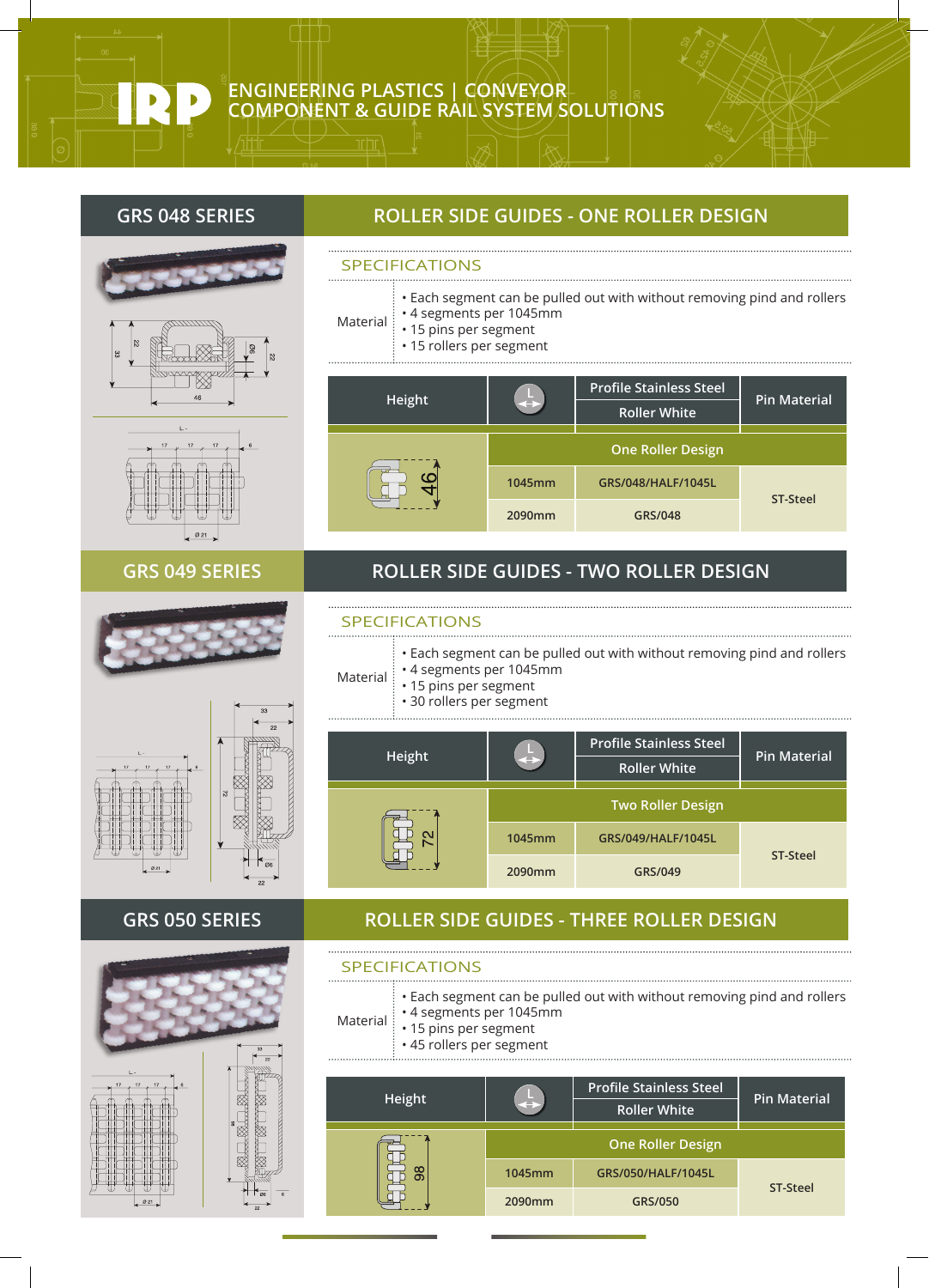IRP ENGINEERING PLASTICS | CONVEYOR COMPONENT & GUIDE RAIL SYSTEM SOLUTIONS

## GRS 048 SERIES

## ROLLER SIDE GUIDES - ONE ROLLER DESIGN

### SPECIFICATIONS

Material
- Each segment can be pulled out with without removing pind and rollers
- 4 segments per 1045mm
- 15 pins per segment
- 15 rollers per segment

| Height | L | Profile Stainless Steel / Roller White | Pin Material |
|---|---|---|---|
| 46 | | One Roller Design | |
| | 1045mm | GRS/048/HALF/1045L | ST-Steel |
| | 2090mm | GRS/048 | ST-Steel |

## GRS 049 SERIES

## ROLLER SIDE GUIDES - TWO ROLLER DESIGN

### SPECIFICATIONS

Material
- Each segment can be pulled out with without removing pind and rollers
- 4 segments per 1045mm
- 15 pins per segment
- 30 rollers per segment

| Height | L | Profile Stainless Steel / Roller White | Pin Material |
|---|---|---|---|
| 72 | | Two Roller Design | |
| | 1045mm | GRS/049/HALF/1045L | ST-Steel |
| | 2090mm | GRS/049 | ST-Steel |

## GRS 050 SERIES

## ROLLER SIDE GUIDES - THREE ROLLER DESIGN

### SPECIFICATIONS

Material
- Each segment can be pulled out with without removing pind and rollers
- 4 segments per 1045mm
- 15 pins per segment
- 45 rollers per segment

| Height | L | Profile Stainless Steel / Roller White | Pin Material |
|---|---|---|---|
| 98 | | One Roller Design | |
| | 1045mm | GRS/050/HALF/1045L | ST-Steel |
| | 2090mm | GRS/050 | ST-Steel |